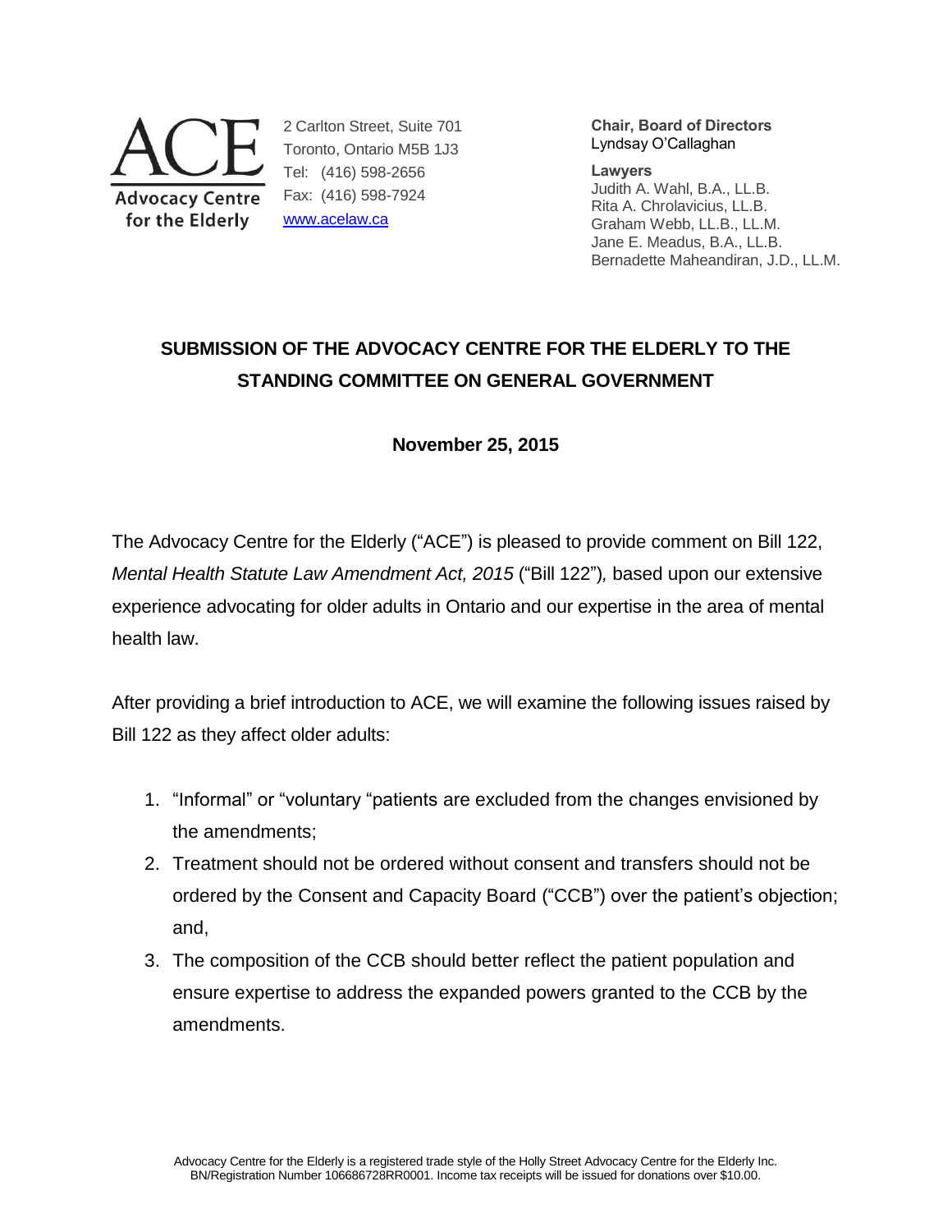**ACE**
**Advocacy Centre for the Elderly**

2 Carlton Street, Suite 701
Toronto, Ontario M5B 1J3
Tel: (416) 598-2656
Fax: (416) 598-7924
www.acelaw.ca

**Chair, Board of Directors**
Lyndsay O'Callaghan

**Lawyers**
Judith A. Wahl, B.A., LL.B.
Rita A. Chrolavicius, LL.B.
Graham Webb, LL.B., LL.M.
Jane E. Meadus, B.A., LL.B.
Bernadette Maheandiran, J.D., LL.M.

# SUBMISSION OF THE ADVOCACY CENTRE FOR THE ELDERLY TO THE STANDING COMMITTEE ON GENERAL GOVERNMENT

**November 25, 2015**

The Advocacy Centre for the Elderly ("ACE") is pleased to provide comment on Bill 122, *Mental Health Statute Law Amendment Act, 2015* ("Bill 122")*,* based upon our extensive experience advocating for older adults in Ontario and our expertise in the area of mental health law.

After providing a brief introduction to ACE, we will examine the following issues raised by Bill 122 as they affect older adults:

1. "Informal" or "voluntary "patients are excluded from the changes envisioned by the amendments;
2. Treatment should not be ordered without consent and transfers should not be ordered by the Consent and Capacity Board ("CCB") over the patient's objection; and,
3. The composition of the CCB should better reflect the patient population and ensure expertise to address the expanded powers granted to the CCB by the amendments.

Advocacy Centre for the Elderly is a registered trade style of the Holly Street Advocacy Centre for the Elderly Inc. BN/Registration Number 106686728RR0001. Income tax receipts will be issued for donations over $10.00.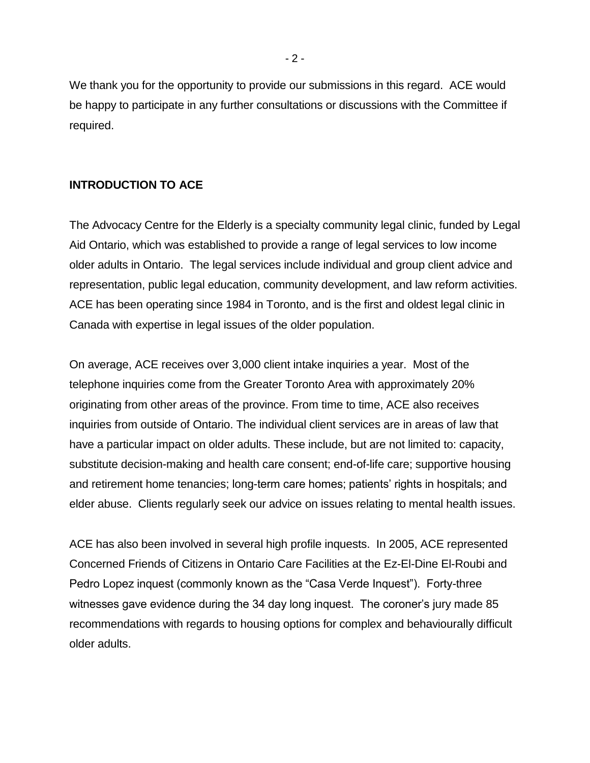We thank you for the opportunity to provide our submissions in this regard. ACE would be happy to participate in any further consultations or discussions with the Committee if required.

## INTRODUCTION TO ACE

The Advocacy Centre for the Elderly is a specialty community legal clinic, funded by Legal Aid Ontario, which was established to provide a range of legal services to low income older adults in Ontario. The legal services include individual and group client advice and representation, public legal education, community development, and law reform activities. ACE has been operating since 1984 in Toronto, and is the first and oldest legal clinic in Canada with expertise in legal issues of the older population.

On average, ACE receives over 3,000 client intake inquiries a year. Most of the telephone inquiries come from the Greater Toronto Area with approximately 20% originating from other areas of the province. From time to time, ACE also receives inquiries from outside of Ontario. The individual client services are in areas of law that have a particular impact on older adults. These include, but are not limited to: capacity, substitute decision-making and health care consent; end-of-life care; supportive housing and retirement home tenancies; long-term care homes; patients' rights in hospitals; and elder abuse. Clients regularly seek our advice on issues relating to mental health issues.

ACE has also been involved in several high profile inquests. In 2005, ACE represented Concerned Friends of Citizens in Ontario Care Facilities at the Ez-El-Dine El-Roubi and Pedro Lopez inquest (commonly known as the "Casa Verde Inquest"). Forty-three witnesses gave evidence during the 34 day long inquest. The coroner's jury made 85 recommendations with regards to housing options for complex and behaviourally difficult older adults.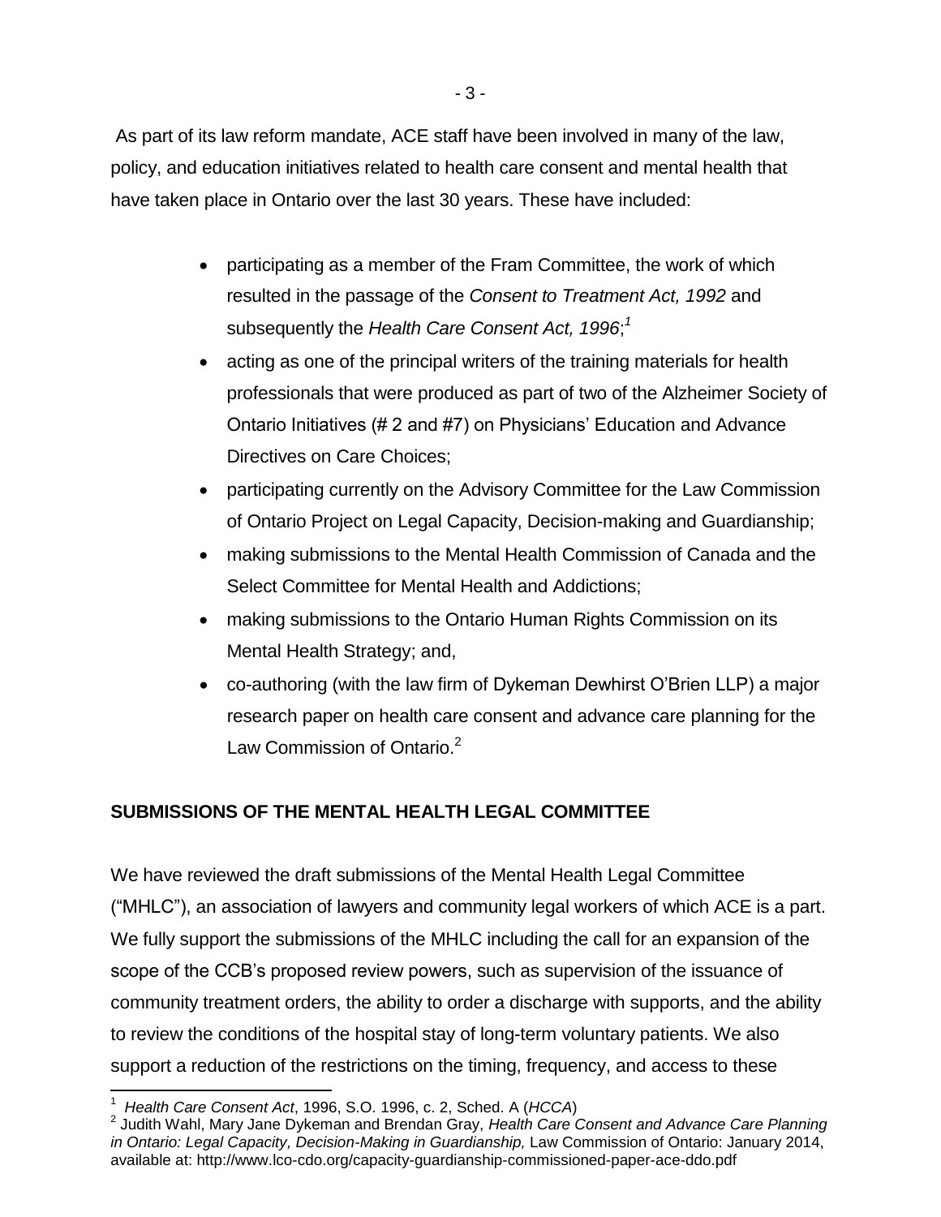As part of its law reform mandate, ACE staff have been involved in many of the law, policy, and education initiatives related to health care consent and mental health that have taken place in Ontario over the last 30 years. These have included:

- participating as a member of the Fram Committee, the work of which resulted in the passage of the *Consent to Treatment Act, 1992* and subsequently the *Health Care Consent Act, 1996*;[1]
- acting as one of the principal writers of the training materials for health professionals that were produced as part of two of the Alzheimer Society of Ontario Initiatives (# 2 and #7) on Physicians' Education and Advance Directives on Care Choices;
- participating currently on the Advisory Committee for the Law Commission of Ontario Project on Legal Capacity, Decision-making and Guardianship;
- making submissions to the Mental Health Commission of Canada and the Select Committee for Mental Health and Addictions;
- making submissions to the Ontario Human Rights Commission on its Mental Health Strategy; and,
- co-authoring (with the law firm of Dykeman Dewhirst O'Brien LLP) a major research paper on health care consent and advance care planning for the Law Commission of Ontario.[2]

## SUBMISSIONS OF THE MENTAL HEALTH LEGAL COMMITTEE

We have reviewed the draft submissions of the Mental Health Legal Committee ("MHLC"), an association of lawyers and community legal workers of which ACE is a part. We fully support the submissions of the MHLC including the call for an expansion of the scope of the CCB's proposed review powers, such as supervision of the issuance of community treatment orders, the ability to order a discharge with supports, and the ability to review the conditions of the hospital stay of long-term voluntary patients. We also support a reduction of the restrictions on the timing, frequency, and access to these

---

[1] *Health Care Consent Act*, 1996, S.O. 1996, c. 2, Sched. A (*HCCA*)

[2] Judith Wahl, Mary Jane Dykeman and Brendan Gray, *Health Care Consent and Advance Care Planning in Ontario: Legal Capacity, Decision-Making in Guardianship,* Law Commission of Ontario: January 2014, available at: http://www.lco-cdo.org/capacity-guardianship-commissioned-paper-ace-ddo.pdf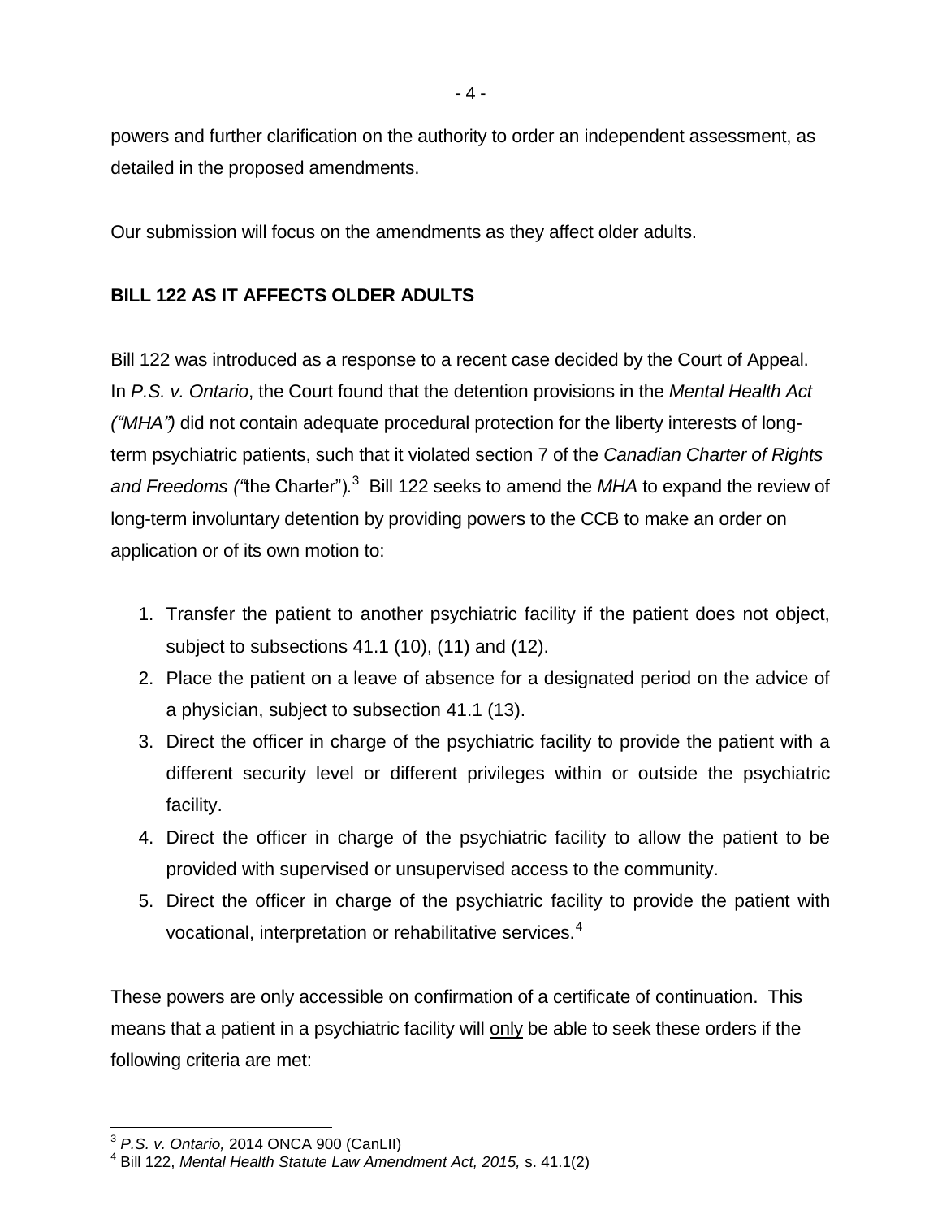powers and further clarification on the authority to order an independent assessment, as detailed in the proposed amendments.

Our submission will focus on the amendments as they affect older adults.

**BILL 122 AS IT AFFECTS OLDER ADULTS**

Bill 122 was introduced as a response to a recent case decided by the Court of Appeal. In *P.S. v. Ontario*, the Court found that the detention provisions in the *Mental Health Act ("MHA")* did not contain adequate procedural protection for the liberty interests of long-term psychiatric patients, such that it violated section 7 of the *Canadian Charter of Rights and Freedoms ("*the Charter")*.*[3] Bill 122 seeks to amend the *MHA* to expand the review of long-term involuntary detention by providing powers to the CCB to make an order on application or of its own motion to:

1. Transfer the patient to another psychiatric facility if the patient does not object, subject to subsections 41.1 (10), (11) and (12).
2. Place the patient on a leave of absence for a designated period on the advice of a physician, subject to subsection 41.1 (13).
3. Direct the officer in charge of the psychiatric facility to provide the patient with a different security level or different privileges within or outside the psychiatric facility.
4. Direct the officer in charge of the psychiatric facility to allow the patient to be provided with supervised or unsupervised access to the community.
5. Direct the officer in charge of the psychiatric facility to provide the patient with vocational, interpretation or rehabilitative services.[4]

These powers are only accessible on confirmation of a certificate of continuation. This means that a patient in a psychiatric facility will only be able to seek these orders if the following criteria are met:

[3] *P.S. v. Ontario,* 2014 ONCA 900 (CanLII)
[4] Bill 122, *Mental Health Statute Law Amendment Act, 2015,* s. 41.1(2)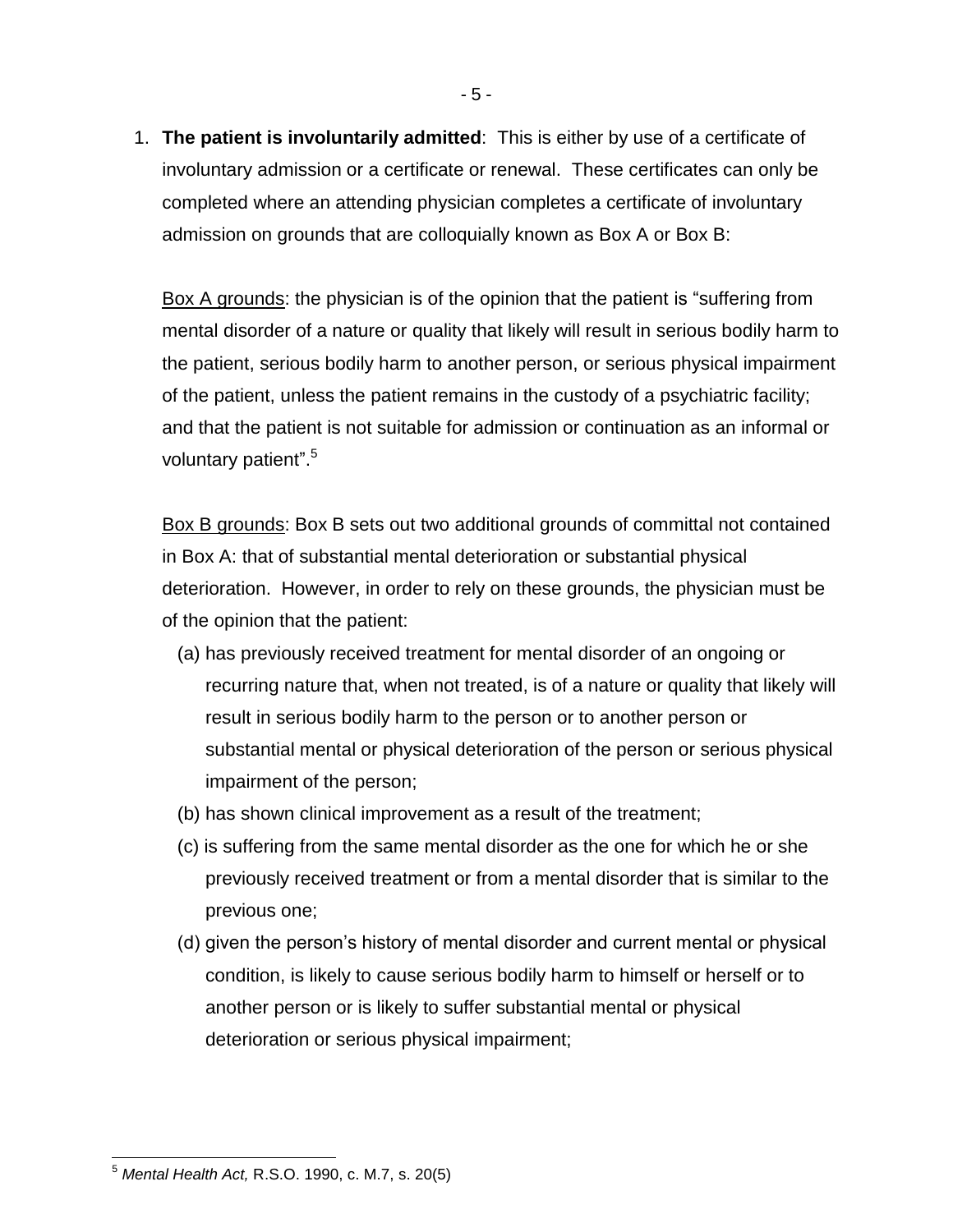1. **The patient is involuntarily admitted**: This is either by use of a certificate of involuntary admission or a certificate or renewal. These certificates can only be completed where an attending physician completes a certificate of involuntary admission on grounds that are colloquially known as Box A or Box B:

   Box A grounds: the physician is of the opinion that the patient is "suffering from mental disorder of a nature or quality that likely will result in serious bodily harm to the patient, serious bodily harm to another person, or serious physical impairment of the patient, unless the patient remains in the custody of a psychiatric facility; and that the patient is not suitable for admission or continuation as an informal or voluntary patient".[5]

   Box B grounds: Box B sets out two additional grounds of committal not contained in Box A: that of substantial mental deterioration or substantial physical deterioration. However, in order to rely on these grounds, the physician must be of the opinion that the patient:

   (a) has previously received treatment for mental disorder of an ongoing or recurring nature that, when not treated, is of a nature or quality that likely will result in serious bodily harm to the person or to another person or substantial mental or physical deterioration of the person or serious physical impairment of the person;

   (b) has shown clinical improvement as a result of the treatment;

   (c) is suffering from the same mental disorder as the one for which he or she previously received treatment or from a mental disorder that is similar to the previous one;

   (d) given the person's history of mental disorder and current mental or physical condition, is likely to cause serious bodily harm to himself or herself or to another person or is likely to suffer substantial mental or physical deterioration or serious physical impairment;

---

[5] *Mental Health Act,* R.S.O. 1990, c. M.7, s. 20(5)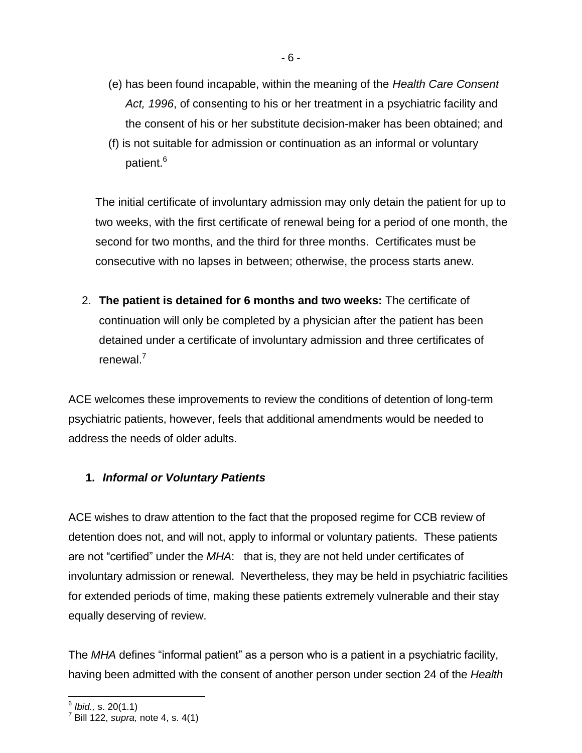(e) has been found incapable, within the meaning of the *Health Care Consent Act, 1996*, of consenting to his or her treatment in a psychiatric facility and the consent of his or her substitute decision-maker has been obtained; and

(f) is not suitable for admission or continuation as an informal or voluntary patient.[6]

The initial certificate of involuntary admission may only detain the patient for up to two weeks, with the first certificate of renewal being for a period of one month, the second for two months, and the third for three months. Certificates must be consecutive with no lapses in between; otherwise, the process starts anew.

2. **The patient is detained for 6 months and two weeks:** The certificate of continuation will only be completed by a physician after the patient has been detained under a certificate of involuntary admission and three certificates of renewal.[7]

ACE welcomes these improvements to review the conditions of detention of long-term psychiatric patients, however, feels that additional amendments would be needed to address the needs of older adults.

### 1. *Informal or Voluntary Patients*

ACE wishes to draw attention to the fact that the proposed regime for CCB review of detention does not, and will not, apply to informal or voluntary patients. These patients are not "certified" under the *MHA*: that is, they are not held under certificates of involuntary admission or renewal. Nevertheless, they may be held in psychiatric facilities for extended periods of time, making these patients extremely vulnerable and their stay equally deserving of review.

The *MHA* defines "informal patient" as a person who is a patient in a psychiatric facility, having been admitted with the consent of another person under section 24 of the *Health*

---

[6] *Ibid.,* s. 20(1.1)

[7] Bill 122, *supra,* note 4, s. 4(1)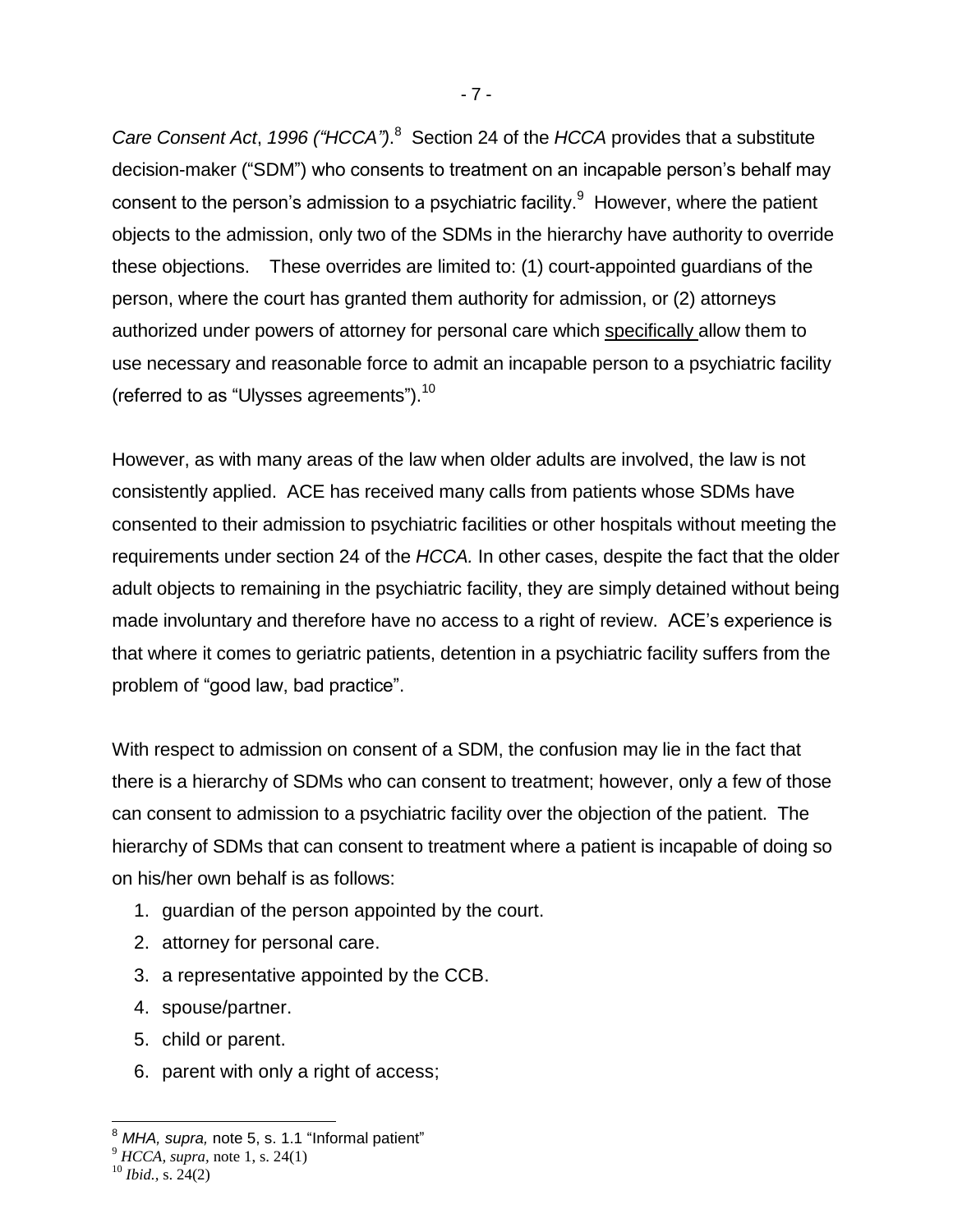*Care Consent Act*, *1996 ("HCCA")*.[8] Section 24 of the *HCCA* provides that a substitute decision-maker ("SDM") who consents to treatment on an incapable person's behalf may consent to the person's admission to a psychiatric facility.[9] However, where the patient objects to the admission, only two of the SDMs in the hierarchy have authority to override these objections. These overrides are limited to: (1) court-appointed guardians of the person, where the court has granted them authority for admission, or (2) attorneys authorized under powers of attorney for personal care which <u>specifically</u> allow them to use necessary and reasonable force to admit an incapable person to a psychiatric facility (referred to as "Ulysses agreements").[10]

However, as with many areas of the law when older adults are involved, the law is not consistently applied. ACE has received many calls from patients whose SDMs have consented to their admission to psychiatric facilities or other hospitals without meeting the requirements under section 24 of the *HCCA.* In other cases, despite the fact that the older adult objects to remaining in the psychiatric facility, they are simply detained without being made involuntary and therefore have no access to a right of review. ACE's experience is that where it comes to geriatric patients, detention in a psychiatric facility suffers from the problem of "good law, bad practice".

With respect to admission on consent of a SDM, the confusion may lie in the fact that there is a hierarchy of SDMs who can consent to treatment; however, only a few of those can consent to admission to a psychiatric facility over the objection of the patient. The hierarchy of SDMs that can consent to treatment where a patient is incapable of doing so on his/her own behalf is as follows:

1. guardian of the person appointed by the court.
2. attorney for personal care.
3. a representative appointed by the CCB.
4. spouse/partner.
5. child or parent.
6. parent with only a right of access;

---

[8] *MHA, supra,* note 5, s. 1.1 "Informal patient"

[9] *HCCA*, *supra*, note 1, s. 24(1)

[10] *Ibid.*, s. 24(2)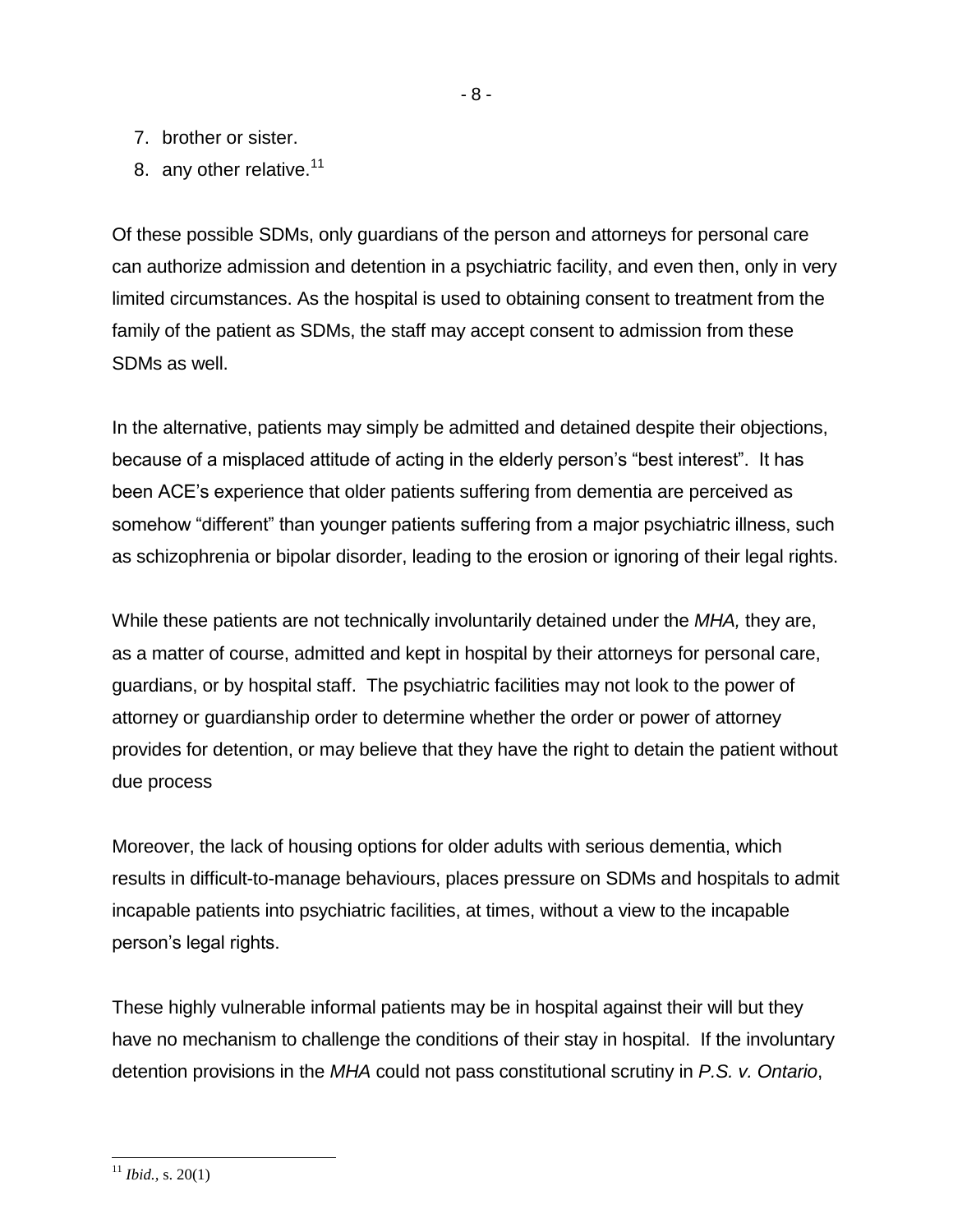7. brother or sister.
8. any other relative.[11]

Of these possible SDMs, only guardians of the person and attorneys for personal care can authorize admission and detention in a psychiatric facility, and even then, only in very limited circumstances. As the hospital is used to obtaining consent to treatment from the family of the patient as SDMs, the staff may accept consent to admission from these SDMs as well.

In the alternative, patients may simply be admitted and detained despite their objections, because of a misplaced attitude of acting in the elderly person's "best interest". It has been ACE's experience that older patients suffering from dementia are perceived as somehow "different" than younger patients suffering from a major psychiatric illness, such as schizophrenia or bipolar disorder, leading to the erosion or ignoring of their legal rights.

While these patients are not technically involuntarily detained under the *MHA,* they are, as a matter of course, admitted and kept in hospital by their attorneys for personal care, guardians, or by hospital staff. The psychiatric facilities may not look to the power of attorney or guardianship order to determine whether the order or power of attorney provides for detention, or may believe that they have the right to detain the patient without due process

Moreover, the lack of housing options for older adults with serious dementia, which results in difficult-to-manage behaviours, places pressure on SDMs and hospitals to admit incapable patients into psychiatric facilities, at times, without a view to the incapable person's legal rights.

These highly vulnerable informal patients may be in hospital against their will but they have no mechanism to challenge the conditions of their stay in hospital. If the involuntary detention provisions in the *MHA* could not pass constitutional scrutiny in *P.S. v. Ontario*,

[11] *Ibid.,* s. 20(1)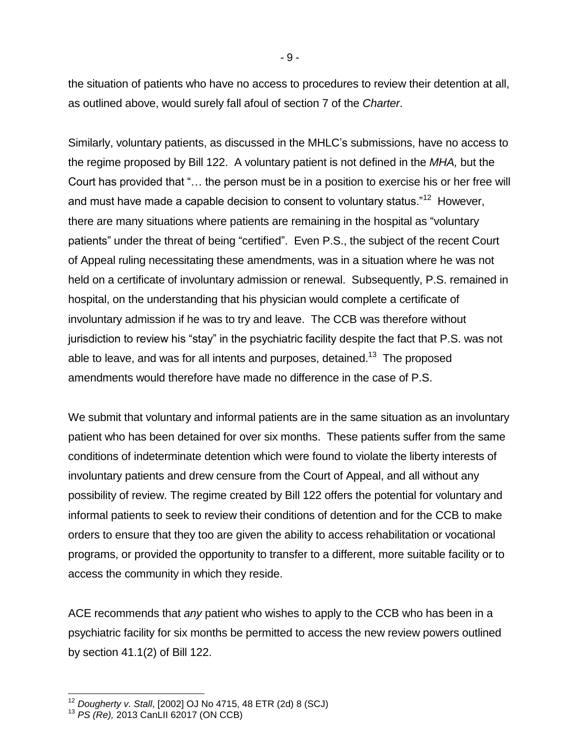the situation of patients who have no access to procedures to review their detention at all, as outlined above, would surely fall afoul of section 7 of the *Charter*.

Similarly, voluntary patients, as discussed in the MHLC's submissions, have no access to the regime proposed by Bill 122. A voluntary patient is not defined in the *MHA,* but the Court has provided that "… the person must be in a position to exercise his or her free will and must have made a capable decision to consent to voluntary status."[12] However, there are many situations where patients are remaining in the hospital as "voluntary patients" under the threat of being "certified". Even P.S., the subject of the recent Court of Appeal ruling necessitating these amendments, was in a situation where he was not held on a certificate of involuntary admission or renewal. Subsequently, P.S. remained in hospital, on the understanding that his physician would complete a certificate of involuntary admission if he was to try and leave. The CCB was therefore without jurisdiction to review his "stay" in the psychiatric facility despite the fact that P.S. was not able to leave, and was for all intents and purposes, detained.[13] The proposed amendments would therefore have made no difference in the case of P.S.

We submit that voluntary and informal patients are in the same situation as an involuntary patient who has been detained for over six months. These patients suffer from the same conditions of indeterminate detention which were found to violate the liberty interests of involuntary patients and drew censure from the Court of Appeal, and all without any possibility of review. The regime created by Bill 122 offers the potential for voluntary and informal patients to seek to review their conditions of detention and for the CCB to make orders to ensure that they too are given the ability to access rehabilitation or vocational programs, or provided the opportunity to transfer to a different, more suitable facility or to access the community in which they reside.

ACE recommends that *any* patient who wishes to apply to the CCB who has been in a psychiatric facility for six months be permitted to access the new review powers outlined by section 41.1(2) of Bill 122.

---

[12] *Dougherty v. Stall*, [2002] OJ No 4715, 48 ETR (2d) 8 (SCJ)

[13] *PS (Re),* 2013 CanLII 62017 (ON CCB)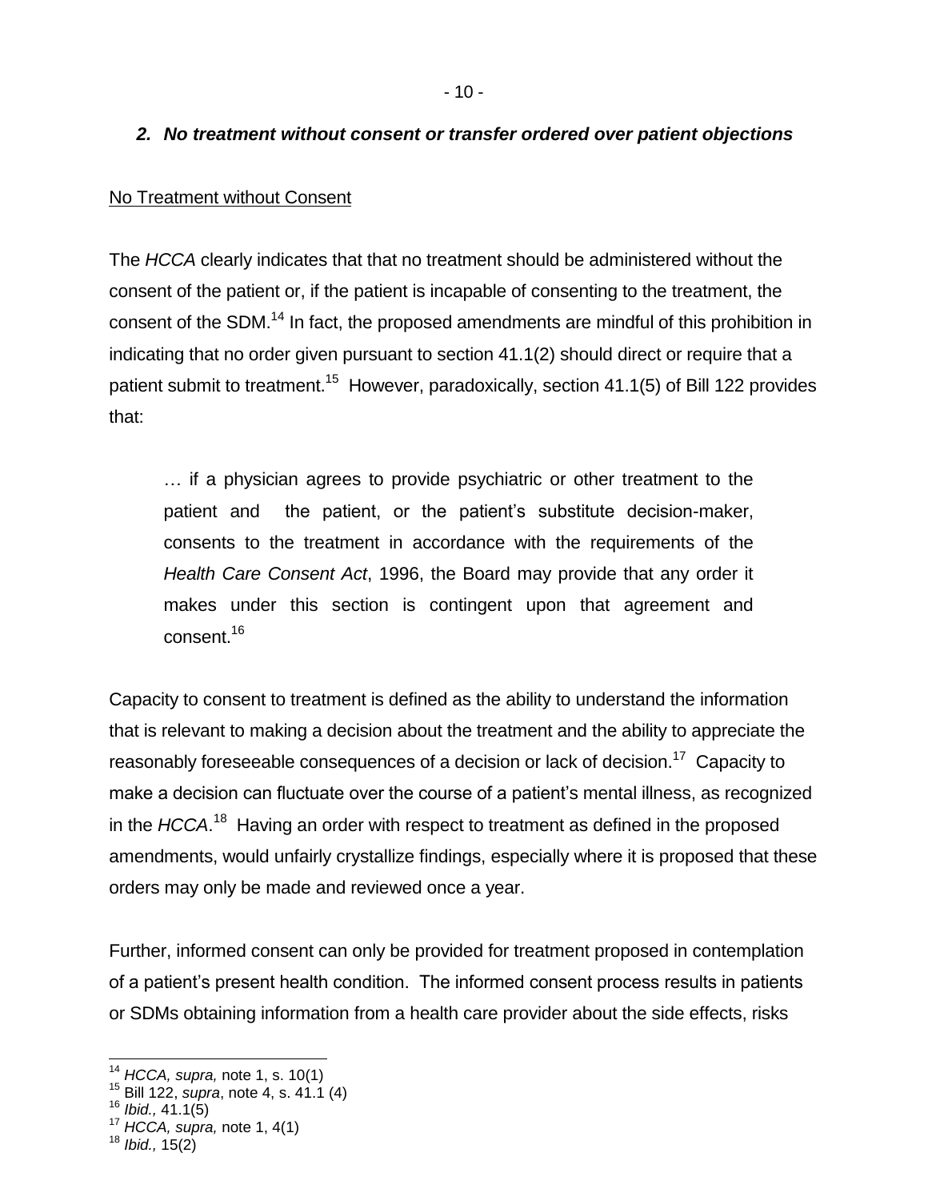### *2. No treatment without consent or transfer ordered over patient objections*

No Treatment without Consent

The *HCCA* clearly indicates that that no treatment should be administered without the consent of the patient or, if the patient is incapable of consenting to the treatment, the consent of the SDM.[14] In fact, the proposed amendments are mindful of this prohibition in indicating that no order given pursuant to section 41.1(2) should direct or require that a patient submit to treatment.[15] However, paradoxically, section 41.1(5) of Bill 122 provides that:

> … if a physician agrees to provide psychiatric or other treatment to the patient and the patient, or the patient's substitute decision-maker, consents to the treatment in accordance with the requirements of the *Health Care Consent Act*, 1996, the Board may provide that any order it makes under this section is contingent upon that agreement and consent.[16]

Capacity to consent to treatment is defined as the ability to understand the information that is relevant to making a decision about the treatment and the ability to appreciate the reasonably foreseeable consequences of a decision or lack of decision.[17] Capacity to make a decision can fluctuate over the course of a patient's mental illness, as recognized in the *HCCA*.[18] Having an order with respect to treatment as defined in the proposed amendments, would unfairly crystallize findings, especially where it is proposed that these orders may only be made and reviewed once a year.

Further, informed consent can only be provided for treatment proposed in contemplation of a patient's present health condition. The informed consent process results in patients or SDMs obtaining information from a health care provider about the side effects, risks

---

[14] *HCCA, supra,* note 1, s. 10(1)
[15] Bill 122, *supra*, note 4, s. 41.1 (4)
[16] *Ibid.,* 41.1(5)
[17] *HCCA, supra,* note 1, 4(1)
[18] *Ibid.,* 15(2)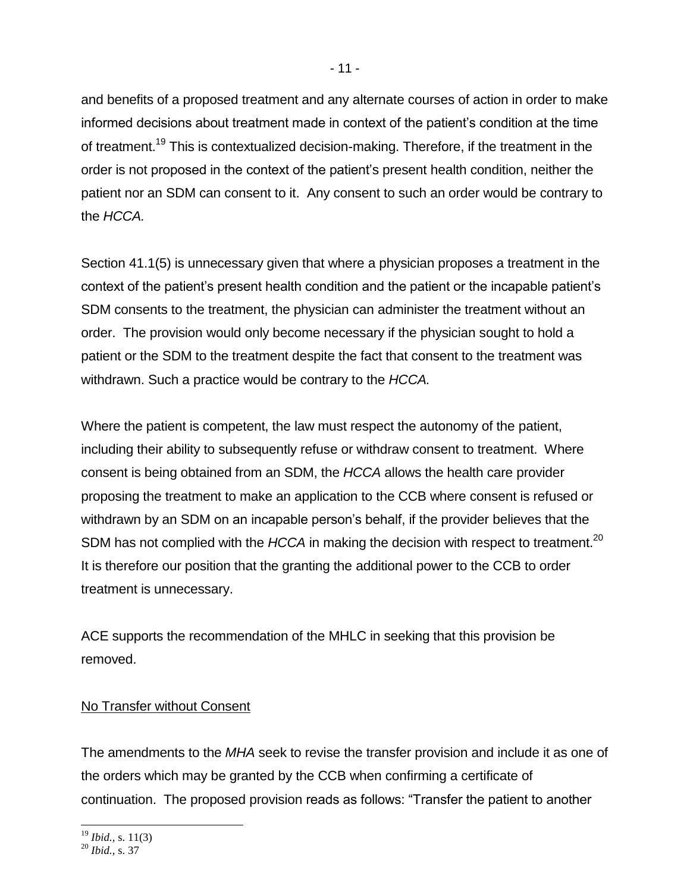and benefits of a proposed treatment and any alternate courses of action in order to make informed decisions about treatment made in context of the patient's condition at the time of treatment.[19] This is contextualized decision-making. Therefore, if the treatment in the order is not proposed in the context of the patient's present health condition, neither the patient nor an SDM can consent to it. Any consent to such an order would be contrary to the *HCCA.*

Section 41.1(5) is unnecessary given that where a physician proposes a treatment in the context of the patient's present health condition and the patient or the incapable patient's SDM consents to the treatment, the physician can administer the treatment without an order. The provision would only become necessary if the physician sought to hold a patient or the SDM to the treatment despite the fact that consent to the treatment was withdrawn. Such a practice would be contrary to the *HCCA.*

Where the patient is competent, the law must respect the autonomy of the patient, including their ability to subsequently refuse or withdraw consent to treatment. Where consent is being obtained from an SDM, the *HCCA* allows the health care provider proposing the treatment to make an application to the CCB where consent is refused or withdrawn by an SDM on an incapable person's behalf, if the provider believes that the SDM has not complied with the *HCCA* in making the decision with respect to treatment.[20] It is therefore our position that the granting the additional power to the CCB to order treatment is unnecessary.

ACE supports the recommendation of the MHLC in seeking that this provision be removed.

No Transfer without Consent

The amendments to the *MHA* seek to revise the transfer provision and include it as one of the orders which may be granted by the CCB when confirming a certificate of continuation. The proposed provision reads as follows: "Transfer the patient to another

---

[19] *Ibid.,* s. 11(3)

[20] *Ibid.,* s. 37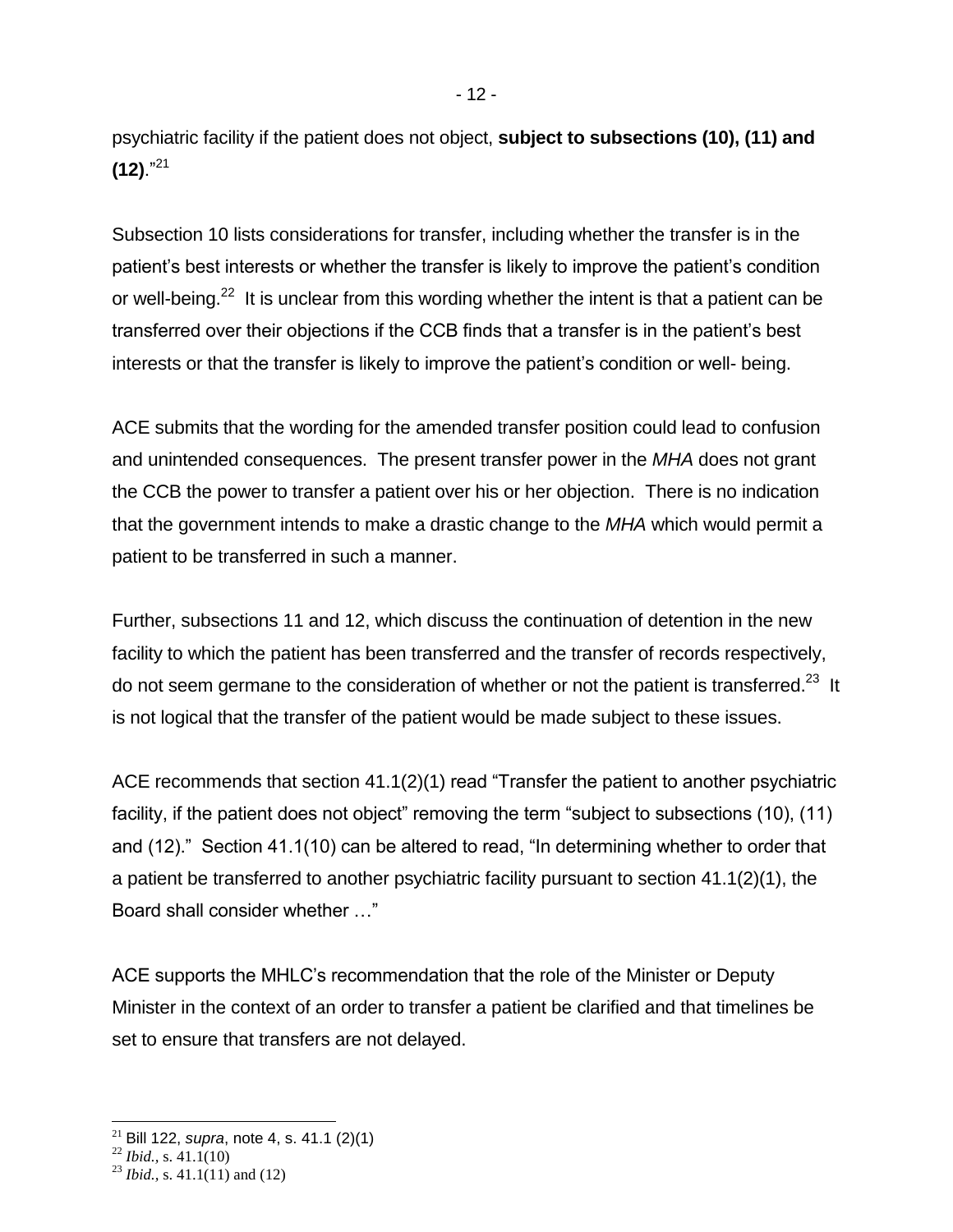psychiatric facility if the patient does not object, **subject to subsections (10), (11) and (12)**."[21]

Subsection 10 lists considerations for transfer, including whether the transfer is in the patient's best interests or whether the transfer is likely to improve the patient's condition or well-being.[22] It is unclear from this wording whether the intent is that a patient can be transferred over their objections if the CCB finds that a transfer is in the patient's best interests or that the transfer is likely to improve the patient's condition or well- being.

ACE submits that the wording for the amended transfer position could lead to confusion and unintended consequences. The present transfer power in the *MHA* does not grant the CCB the power to transfer a patient over his or her objection. There is no indication that the government intends to make a drastic change to the *MHA* which would permit a patient to be transferred in such a manner.

Further, subsections 11 and 12, which discuss the continuation of detention in the new facility to which the patient has been transferred and the transfer of records respectively, do not seem germane to the consideration of whether or not the patient is transferred.[23] It is not logical that the transfer of the patient would be made subject to these issues.

ACE recommends that section 41.1(2)(1) read "Transfer the patient to another psychiatric facility, if the patient does not object" removing the term "subject to subsections (10), (11) and (12)." Section 41.1(10) can be altered to read, "In determining whether to order that a patient be transferred to another psychiatric facility pursuant to section 41.1(2)(1), the Board shall consider whether …"

ACE supports the MHLC's recommendation that the role of the Minister or Deputy Minister in the context of an order to transfer a patient be clarified and that timelines be set to ensure that transfers are not delayed.

---

[21] Bill 122, *supra*, note 4, s. 41.1 (2)(1)

[22] *Ibid.*, s. 41.1(10)

[23] *Ibid.*, s. 41.1(11) and (12)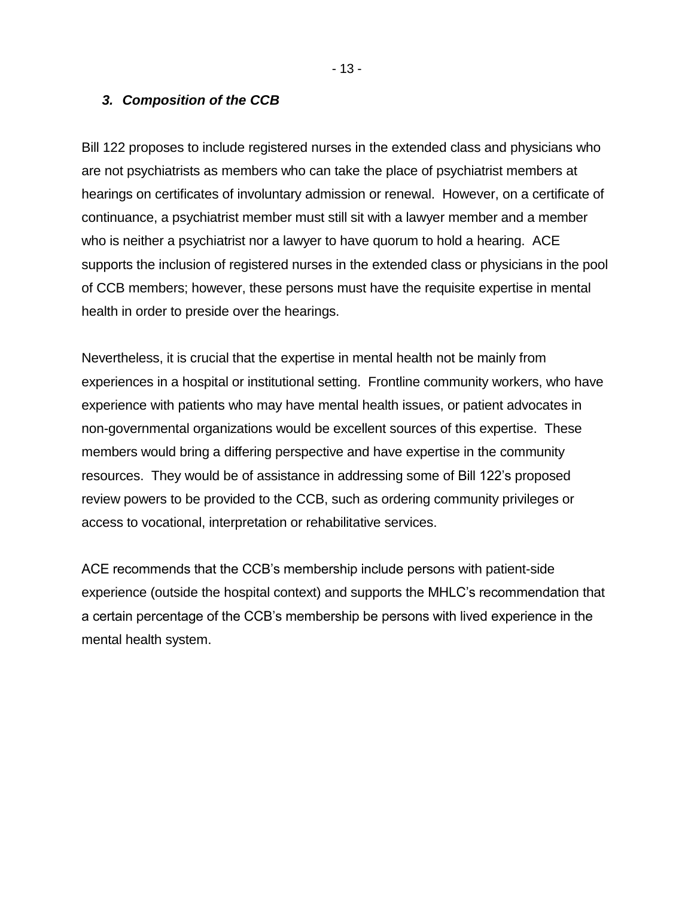### *3. Composition of the CCB*

Bill 122 proposes to include registered nurses in the extended class and physicians who are not psychiatrists as members who can take the place of psychiatrist members at hearings on certificates of involuntary admission or renewal. However, on a certificate of continuance, a psychiatrist member must still sit with a lawyer member and a member who is neither a psychiatrist nor a lawyer to have quorum to hold a hearing. ACE supports the inclusion of registered nurses in the extended class or physicians in the pool of CCB members; however, these persons must have the requisite expertise in mental health in order to preside over the hearings.

Nevertheless, it is crucial that the expertise in mental health not be mainly from experiences in a hospital or institutional setting. Frontline community workers, who have experience with patients who may have mental health issues, or patient advocates in non-governmental organizations would be excellent sources of this expertise. These members would bring a differing perspective and have expertise in the community resources. They would be of assistance in addressing some of Bill 122's proposed review powers to be provided to the CCB, such as ordering community privileges or access to vocational, interpretation or rehabilitative services.

ACE recommends that the CCB's membership include persons with patient-side experience (outside the hospital context) and supports the MHLC's recommendation that a certain percentage of the CCB's membership be persons with lived experience in the mental health system.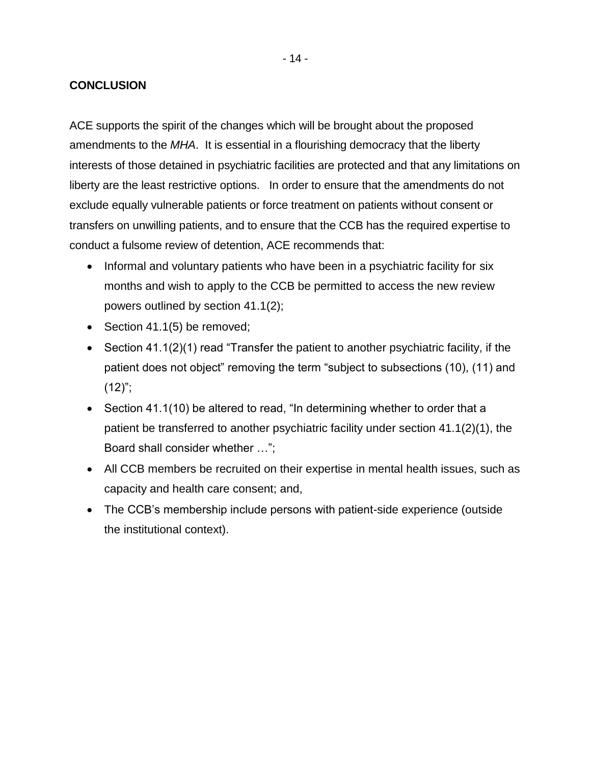## CONCLUSION

ACE supports the spirit of the changes which will be brought about the proposed amendments to the *MHA*. It is essential in a flourishing democracy that the liberty interests of those detained in psychiatric facilities are protected and that any limitations on liberty are the least restrictive options. In order to ensure that the amendments do not exclude equally vulnerable patients or force treatment on patients without consent or transfers on unwilling patients, and to ensure that the CCB has the required expertise to conduct a fulsome review of detention, ACE recommends that:

- Informal and voluntary patients who have been in a psychiatric facility for six months and wish to apply to the CCB be permitted to access the new review powers outlined by section 41.1(2);
- Section 41.1(5) be removed;
- Section 41.1(2)(1) read "Transfer the patient to another psychiatric facility, if the patient does not object" removing the term "subject to subsections (10), (11) and (12)";
- Section 41.1(10) be altered to read, "In determining whether to order that a patient be transferred to another psychiatric facility under section 41.1(2)(1), the Board shall consider whether …";
- All CCB members be recruited on their expertise in mental health issues, such as capacity and health care consent; and,
- The CCB's membership include persons with patient-side experience (outside the institutional context).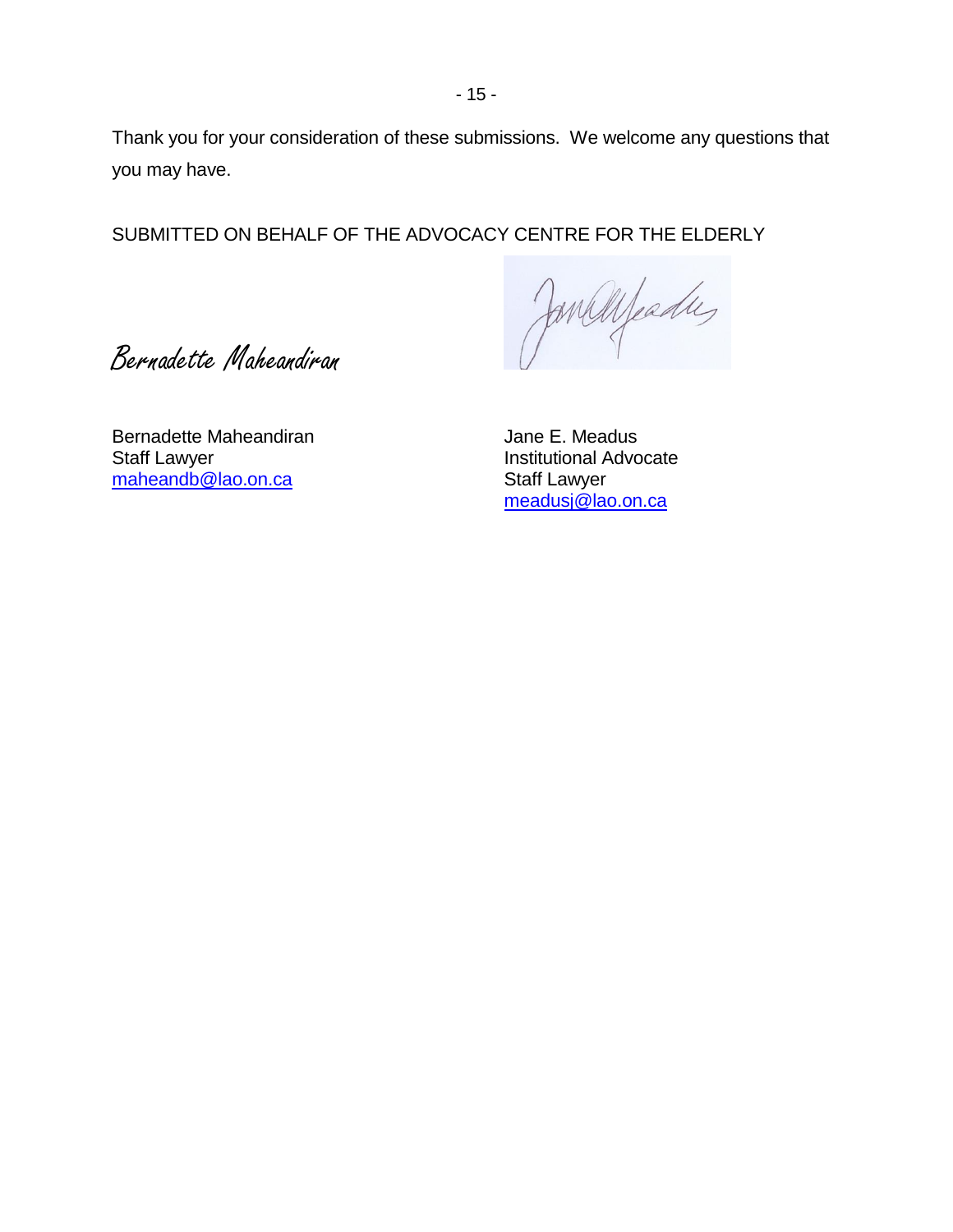Thank you for your consideration of these submissions. We welcome any questions that you may have.

SUBMITTED ON BEHALF OF THE ADVOCACY CENTRE FOR THE ELDERLY

*Bernadette Maheandiran*

Bernadette Maheandiran
Staff Lawyer
maheandb@lao.on.ca

Jane E. Meadus
Institutional Advocate
Staff Lawyer
meadusj@lao.on.ca